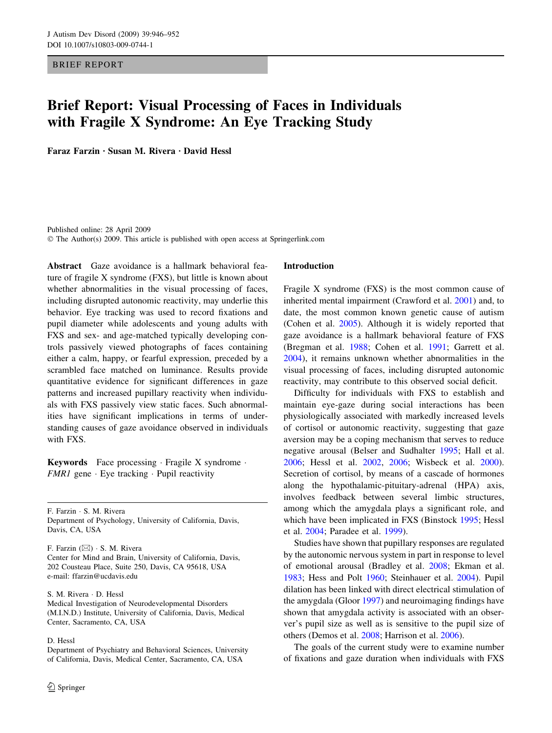BRIEF REPORT

# Brief Report: Visual Processing of Faces in Individuals with Fragile X Syndrome: An Eye Tracking Study

**Faraz Farzin · Susan M. Rivera · David Hessl**

Published online: 28 April 2009
© The Author(s) 2009. This article is published with open access at Springerlink.com

**Abstract** Gaze avoidance is a hallmark behavioral feature of fragile X syndrome (FXS), but little is known about whether abnormalities in the visual processing of faces, including disrupted autonomic reactivity, may underlie this behavior. Eye tracking was used to record fixations and pupil diameter while adolescents and young adults with FXS and sex- and age-matched typically developing controls passively viewed photographs of faces containing either a calm, happy, or fearful expression, preceded by a scrambled face matched on luminance. Results provide quantitative evidence for significant differences in gaze patterns and increased pupillary reactivity when individuals with FXS passively view static faces. Such abnormalities have significant implications in terms of understanding causes of gaze avoidance observed in individuals with FXS.

**Keywords** Face processing · Fragile X syndrome · *FMR1* gene · Eye tracking · Pupil reactivity

F. Farzin · S. M. Rivera
Department of Psychology, University of California, Davis, Davis, CA, USA

F. Farzin (✉) · S. M. Rivera
Center for Mind and Brain, University of California, Davis, 202 Cousteau Place, Suite 250, Davis, CA 95618, USA
e-mail: ffarzin@ucdavis.edu

S. M. Rivera · D. Hessl
Medical Investigation of Neurodevelopmental Disorders (M.I.N.D.) Institute, University of California, Davis, Medical Center, Sacramento, CA, USA

D. Hessl
Department of Psychiatry and Behavioral Sciences, University of California, Davis, Medical Center, Sacramento, CA, USA

## Introduction

Fragile X syndrome (FXS) is the most common cause of inherited mental impairment (Crawford et al. 2001) and, to date, the most common known genetic cause of autism (Cohen et al. 2005). Although it is widely reported that gaze avoidance is a hallmark behavioral feature of FXS (Bregman et al. 1988; Cohen et al. 1991; Garrett et al. 2004), it remains unknown whether abnormalities in the visual processing of faces, including disrupted autonomic reactivity, may contribute to this observed social deficit.

Difficulty for individuals with FXS to establish and maintain eye-gaze during social interactions has been physiologically associated with markedly increased levels of cortisol or autonomic reactivity, suggesting that gaze aversion may be a coping mechanism that serves to reduce negative arousal (Belser and Sudhalter 1995; Hall et al. 2006; Hessl et al. 2002, 2006; Wisbeck et al. 2000). Secretion of cortisol, by means of a cascade of hormones along the hypothalamic-pituitary-adrenal (HPA) axis, involves feedback between several limbic structures, among which the amygdala plays a significant role, and which have been implicated in FXS (Binstock 1995; Hessl et al. 2004; Paradee et al. 1999).

Studies have shown that pupillary responses are regulated by the autonomic nervous system in part in response to level of emotional arousal (Bradley et al. 2008; Ekman et al. 1983; Hess and Polt 1960; Steinhauer et al. 2004). Pupil dilation has been linked with direct electrical stimulation of the amygdala (Gloor 1997) and neuroimaging findings have shown that amygdala activity is associated with an observer's pupil size as well as is sensitive to the pupil size of others (Demos et al. 2008; Harrison et al. 2006).

The goals of the current study were to examine number of fixations and gaze duration when individuals with FXS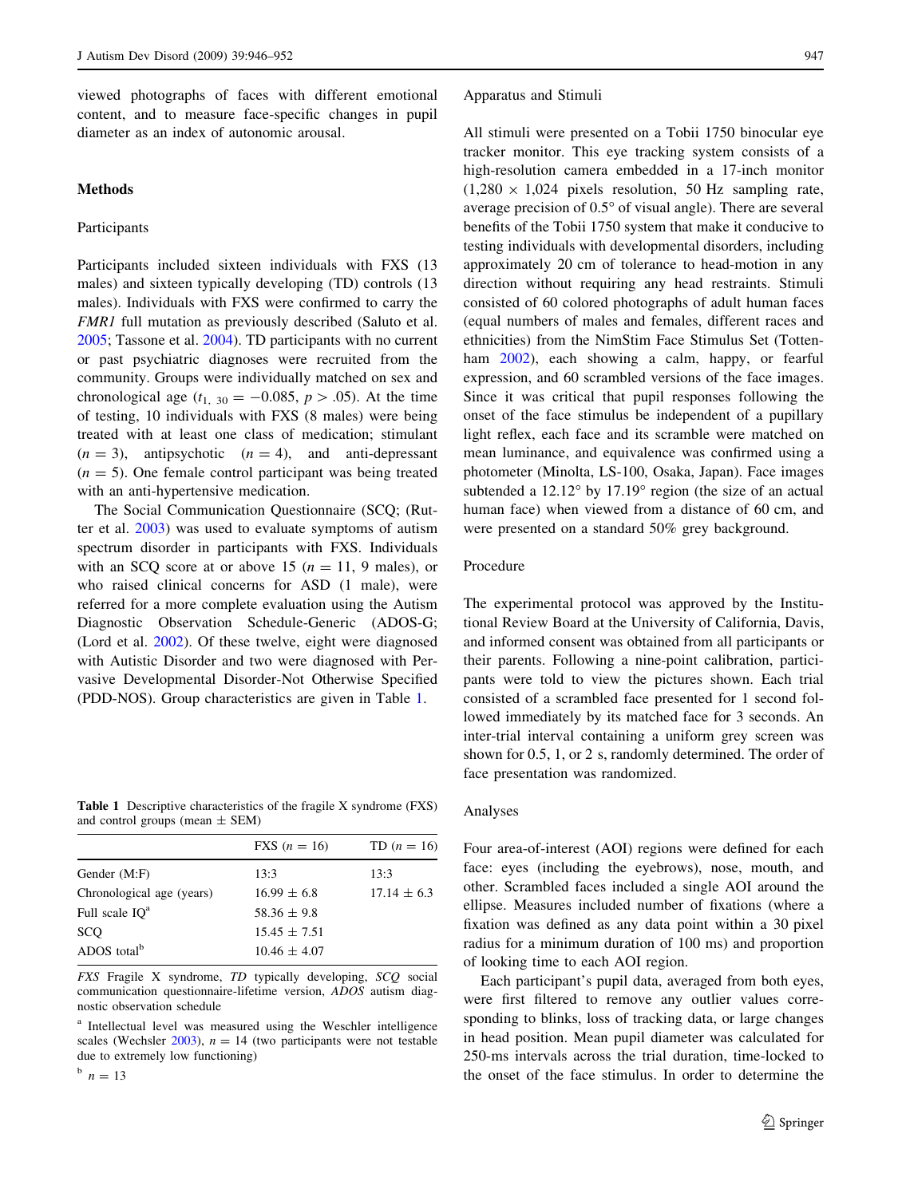viewed photographs of faces with different emotional content, and to measure face-specific changes in pupil diameter as an index of autonomic arousal.

## Methods

### Participants

Participants included sixteen individuals with FXS (13 males) and sixteen typically developing (TD) controls (13 males). Individuals with FXS were confirmed to carry the *FMR1* full mutation as previously described (Saluto et al. 2005; Tassone et al. 2004). TD participants with no current or past psychiatric diagnoses were recruited from the community. Groups were individually matched on sex and chronological age ($t_{1,\,30} = -0.085$, $p > .05$). At the time of testing, 10 individuals with FXS (8 males) were being treated with at least one class of medication; stimulant ($n = 3$), antipsychotic ($n = 4$), and anti-depressant ($n = 5$). One female control participant was being treated with an anti-hypertensive medication.

The Social Communication Questionnaire (SCQ; (Rutter et al. 2003) was used to evaluate symptoms of autism spectrum disorder in participants with FXS. Individuals with an SCQ score at or above 15 ($n = 11$, 9 males), or who raised clinical concerns for ASD (1 male), were referred for a more complete evaluation using the Autism Diagnostic Observation Schedule-Generic (ADOS-G; (Lord et al. 2002). Of these twelve, eight were diagnosed with Autistic Disorder and two were diagnosed with Pervasive Developmental Disorder-Not Otherwise Specified (PDD-NOS). Group characteristics are given in Table 1.

**Table 1** Descriptive characteristics of the fragile X syndrome (FXS) and control groups (mean ± SEM)

| | FXS ($n = 16$) | TD ($n = 16$) |
|---|---|---|
| Gender (M:F) | 13:3 | 13:3 |
| Chronological age (years) | 16.99 ± 6.8 | 17.14 ± 6.3 |
| Full scale IQ[a] | 58.36 ± 9.8 | |
| SCQ | 15.45 ± 7.51 | |
| ADOS total[b] | 10.46 ± 4.07 | |

*FXS* Fragile X syndrome, *TD* typically developing, *SCQ* social communication questionnaire-lifetime version, *ADOS* autism diagnostic observation schedule

[a] Intellectual level was measured using the Weschler intelligence scales (Wechsler 2003), $n = 14$ (two participants were not testable due to extremely low functioning)

[b] $n = 13$

### Apparatus and Stimuli

All stimuli were presented on a Tobii 1750 binocular eye tracker monitor. This eye tracking system consists of a high-resolution camera embedded in a 17-inch monitor (1,280 × 1,024 pixels resolution, 50 Hz sampling rate, average precision of 0.5° of visual angle). There are several benefits of the Tobii 1750 system that make it conducive to testing individuals with developmental disorders, including approximately 20 cm of tolerance to head-motion in any direction without requiring any head restraints. Stimuli consisted of 60 colored photographs of adult human faces (equal numbers of males and females, different races and ethnicities) from the NimStim Face Stimulus Set (Tottenham 2002), each showing a calm, happy, or fearful expression, and 60 scrambled versions of the face images. Since it was critical that pupil responses following the onset of the face stimulus be independent of a pupillary light reflex, each face and its scramble were matched on mean luminance, and equivalence was confirmed using a photometer (Minolta, LS-100, Osaka, Japan). Face images subtended a 12.12° by 17.19° region (the size of an actual human face) when viewed from a distance of 60 cm, and were presented on a standard 50% grey background.

### Procedure

The experimental protocol was approved by the Institutional Review Board at the University of California, Davis, and informed consent was obtained from all participants or their parents. Following a nine-point calibration, participants were told to view the pictures shown. Each trial consisted of a scrambled face presented for 1 second followed immediately by its matched face for 3 seconds. An inter-trial interval containing a uniform grey screen was shown for 0.5, 1, or 2 s, randomly determined. The order of face presentation was randomized.

### Analyses

Four area-of-interest (AOI) regions were defined for each face: eyes (including the eyebrows), nose, mouth, and other. Scrambled faces included a single AOI around the ellipse. Measures included number of fixations (where a fixation was defined as any data point within a 30 pixel radius for a minimum duration of 100 ms) and proportion of looking time to each AOI region.

Each participant's pupil data, averaged from both eyes, were first filtered to remove any outlier values corresponding to blinks, loss of tracking data, or large changes in head position. Mean pupil diameter was calculated for 250-ms intervals across the trial duration, time-locked to the onset of the face stimulus. In order to determine the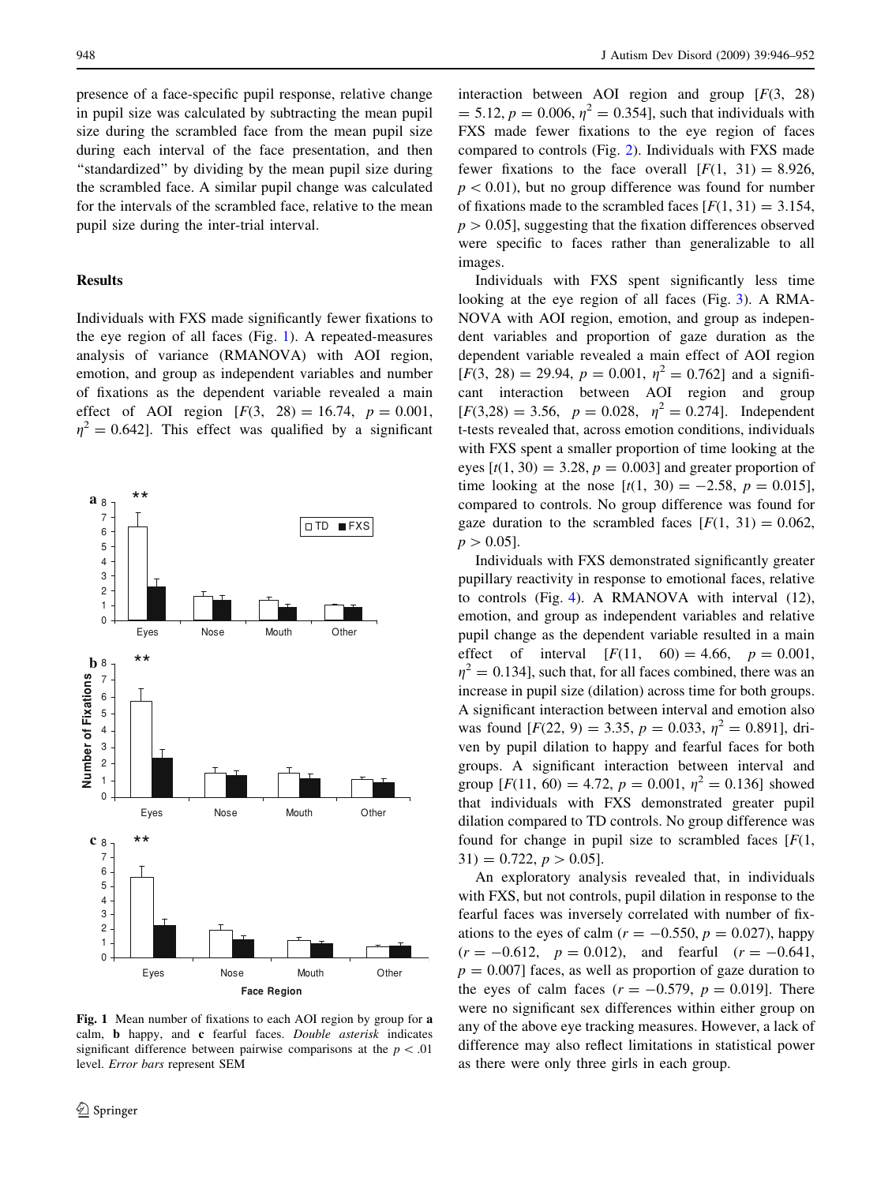presence of a face-specific pupil response, relative change in pupil size was calculated by subtracting the mean pupil size during the scrambled face from the mean pupil size during each interval of the face presentation, and then "standardized" by dividing by the mean pupil size during the scrambled face. A similar pupil change was calculated for the intervals of the scrambled face, relative to the mean pupil size during the inter-trial interval.

## Results

Individuals with FXS made significantly fewer fixations to the eye region of all faces (Fig. 1). A repeated-measures analysis of variance (RMANOVA) with AOI region, emotion, and group as independent variables and number of fixations as the dependent variable revealed a main effect of AOI region [$F(3, 28) = 16.74$, $p = 0.001$, $\eta^2 = 0.642$]. This effect was qualified by a significant interaction between AOI region and group [$F(3, 28) = 5.12$, $p = 0.006$, $\eta^2 = 0.354$], such that individuals with FXS made fewer fixations to the eye region of faces compared to controls (Fig. 2). Individuals with FXS made fewer fixations to the face overall [$F(1, 31) = 8.926$, $p < 0.01$), but no group difference was found for number of fixations made to the scrambled faces [$F(1, 31) = 3.154$, $p > 0.05$], suggesting that the fixation differences observed were specific to faces rather than generalizable to all images.

Fig. 1 Mean number of fixations to each AOI region by group for **a** calm, **b** happy, and **c** fearful faces. *Double asterisk* indicates significant difference between pairwise comparisons at the $p < .01$ level. *Error bars* represent SEM

Individuals with FXS spent significantly less time looking at the eye region of all faces (Fig. 3). A RMANOVA with AOI region, emotion, and group as independent variables and proportion of gaze duration as the dependent variable revealed a main effect of AOI region [$F(3, 28) = 29.94$, $p = 0.001$, $\eta^2 = 0.762$] and a significant interaction between AOI region and group [$F(3,28) = 3.56$, $p = 0.028$, $\eta^2 = 0.274$]. Independent t-tests revealed that, across emotion conditions, individuals with FXS spent a smaller proportion of time looking at the eyes [$t(1, 30) = 3.28$, $p = 0.003$] and greater proportion of time looking at the nose [$t(1, 30) = -2.58$, $p = 0.015$], compared to controls. No group difference was found for gaze duration to the scrambled faces [$F(1, 31) = 0.062$, $p > 0.05$].

Individuals with FXS demonstrated significantly greater pupillary reactivity in response to emotional faces, relative to controls (Fig. 4). A RMANOVA with interval (12), emotion, and group as independent variables and relative pupil change as the dependent variable resulted in a main effect of interval [$F(11, 60) = 4.66$, $p = 0.001$, $\eta^2 = 0.134$], such that, for all faces combined, there was an increase in pupil size (dilation) across time for both groups. A significant interaction between interval and emotion also was found [$F(22, 9) = 3.35$, $p = 0.033$, $\eta^2 = 0.891$], driven by pupil dilation to happy and fearful faces for both groups. A significant interaction between interval and group [$F(11, 60) = 4.72$, $p = 0.001$, $\eta^2 = 0.136$] showed that individuals with FXS demonstrated greater pupil dilation compared to TD controls. No group difference was found for change in pupil size to scrambled faces [$F(1, 31) = 0.722$, $p > 0.05$].

An exploratory analysis revealed that, in individuals with FXS, but not controls, pupil dilation in response to the fearful faces was inversely correlated with number of fixations to the eyes of calm ($r = -0.550$, $p = 0.027$), happy ($r = -0.612$, $p = 0.012$), and fearful ($r = -0.641$, $p = 0.007$) faces, as well as proportion of gaze duration to the eyes of calm faces ($r = -0.579$, $p = 0.019$]. There were no significant sex differences within either group on any of the above eye tracking measures. However, a lack of difference may also reflect limitations in statistical power as there were only three girls in each group.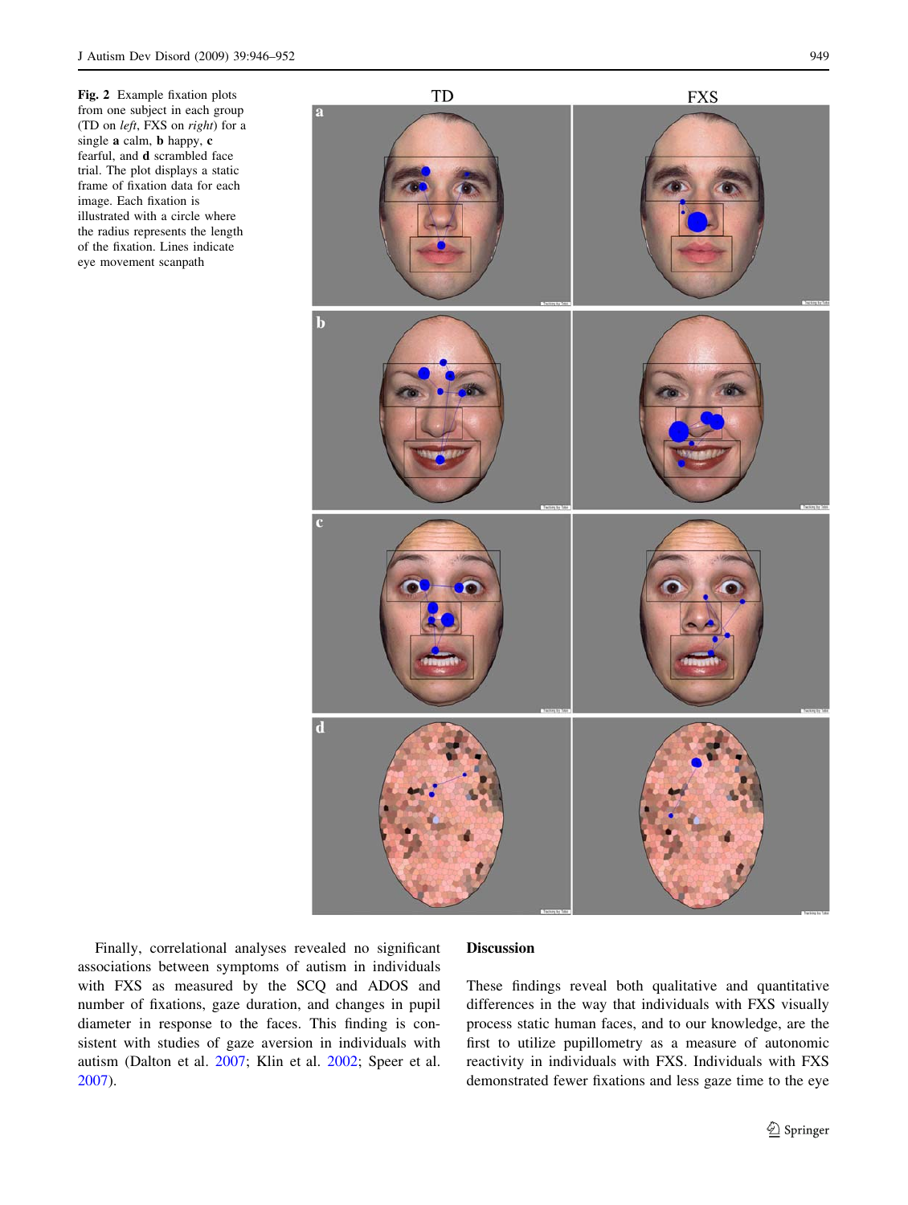**Fig. 2** Example fixation plots from one subject in each group (TD on *left*, FXS on *right*) for a single **a** calm, **b** happy, **c** fearful, and **d** scrambled face trial. The plot displays a static frame of fixation data for each image. Each fixation is illustrated with a circle where the radius represents the length of the fixation. Lines indicate eye movement scanpath

Finally, correlational analyses revealed no significant associations between symptoms of autism in individuals with FXS as measured by the SCQ and ADOS and number of fixations, gaze duration, and changes in pupil diameter in response to the faces. This finding is consistent with studies of gaze aversion in individuals with autism (Dalton et al. 2007; Klin et al. 2002; Speer et al. 2007).

## Discussion

These findings reveal both qualitative and quantitative differences in the way that individuals with FXS visually process static human faces, and to our knowledge, are the first to utilize pupillometry as a measure of autonomic reactivity in individuals with FXS. Individuals with FXS demonstrated fewer fixations and less gaze time to the eye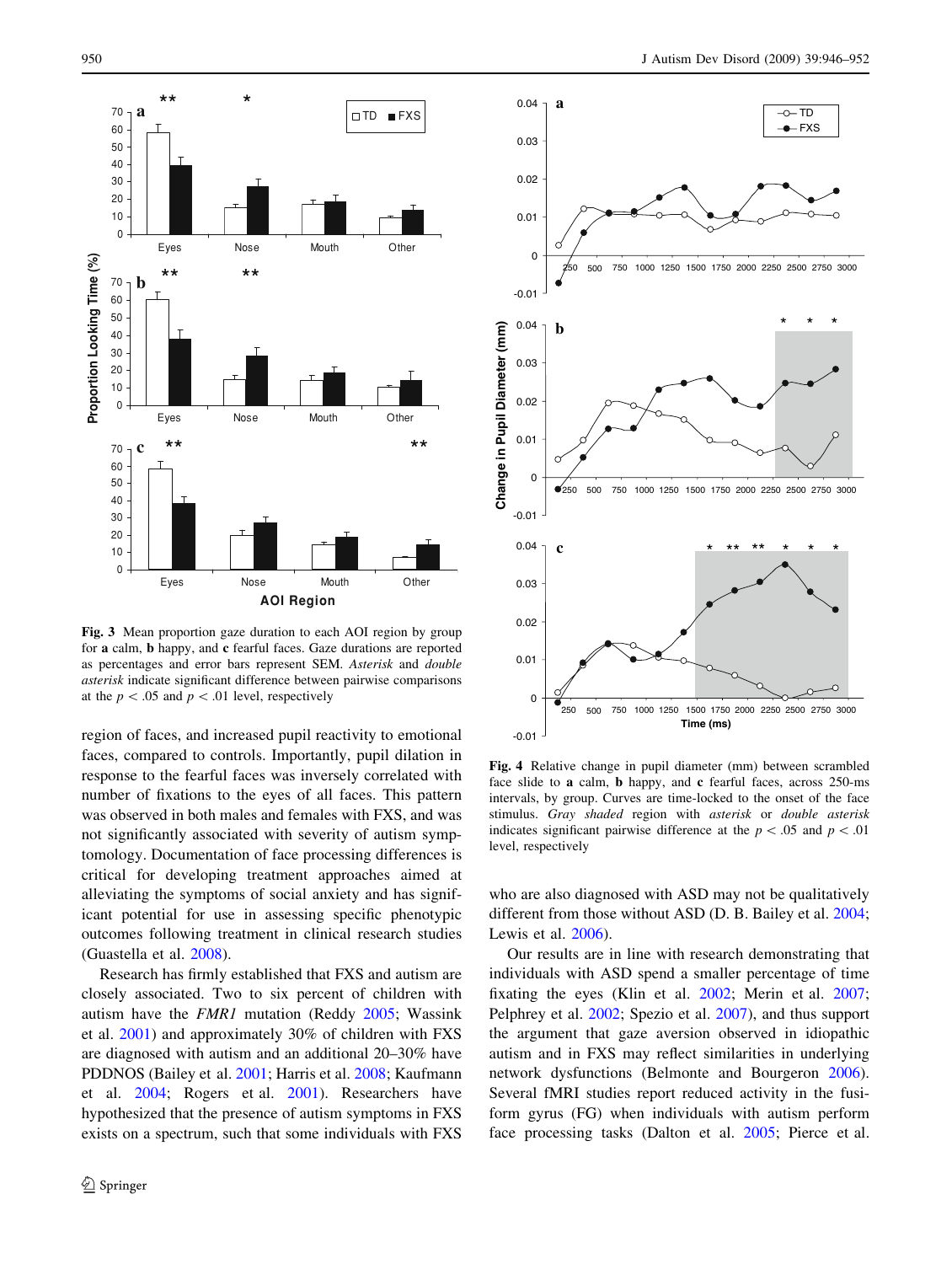**Fig. 3** Mean proportion gaze duration to each AOI region by group for **a** calm, **b** happy, and **c** fearful faces. Gaze durations are reported as percentages and error bars represent SEM. *Asterisk* and *double asterisk* indicate significant difference between pairwise comparisons at the $p < .05$ and $p < .01$ level, respectively

**Fig. 4** Relative change in pupil diameter (mm) between scrambled face slide to **a** calm, **b** happy, and **c** fearful faces, across 250-ms intervals, by group. Curves are time-locked to the onset of the face stimulus. *Gray shaded* region with *asterisk* or *double asterisk* indicates significant pairwise difference at the $p < .05$ and $p < .01$ level, respectively

region of faces, and increased pupil reactivity to emotional faces, compared to controls. Importantly, pupil dilation in response to the fearful faces was inversely correlated with number of fixations to the eyes of all faces. This pattern was observed in both males and females with FXS, and was not significantly associated with severity of autism symptomatology. Documentation of face processing differences is critical for developing treatment approaches aimed at alleviating the symptoms of social anxiety and has significant potential for use in assessing specific phenotypic outcomes following treatment in clinical research studies (Guastella et al. 2008).

Research has firmly established that FXS and autism are closely associated. Two to six percent of children with autism have the *FMR1* mutation (Reddy 2005; Wassink et al. 2001) and approximately 30% of children with FXS are diagnosed with autism and an additional 20–30% have PDDNOS (Bailey et al. 2001; Harris et al. 2008; Kaufmann et al. 2004; Rogers et al. 2001). Researchers have hypothesized that the presence of autism symptoms in FXS exists on a spectrum, such that some individuals with FXS who are also diagnosed with ASD may not be qualitatively different from those without ASD (D. B. Bailey et al. 2004; Lewis et al. 2006).

Our results are in line with research demonstrating that individuals with ASD spend a smaller percentage of time fixating the eyes (Klin et al. 2002; Merin et al. 2007; Pelphrey et al. 2002; Spezio et al. 2007), and thus support the argument that gaze aversion observed in idiopathic autism and in FXS may reflect similarities in underlying network dysfunctions (Belmonte and Bourgeron 2006). Several fMRI studies report reduced activity in the fusiform gyrus (FG) when individuals with autism perform face processing tasks (Dalton et al. 2005; Pierce et al.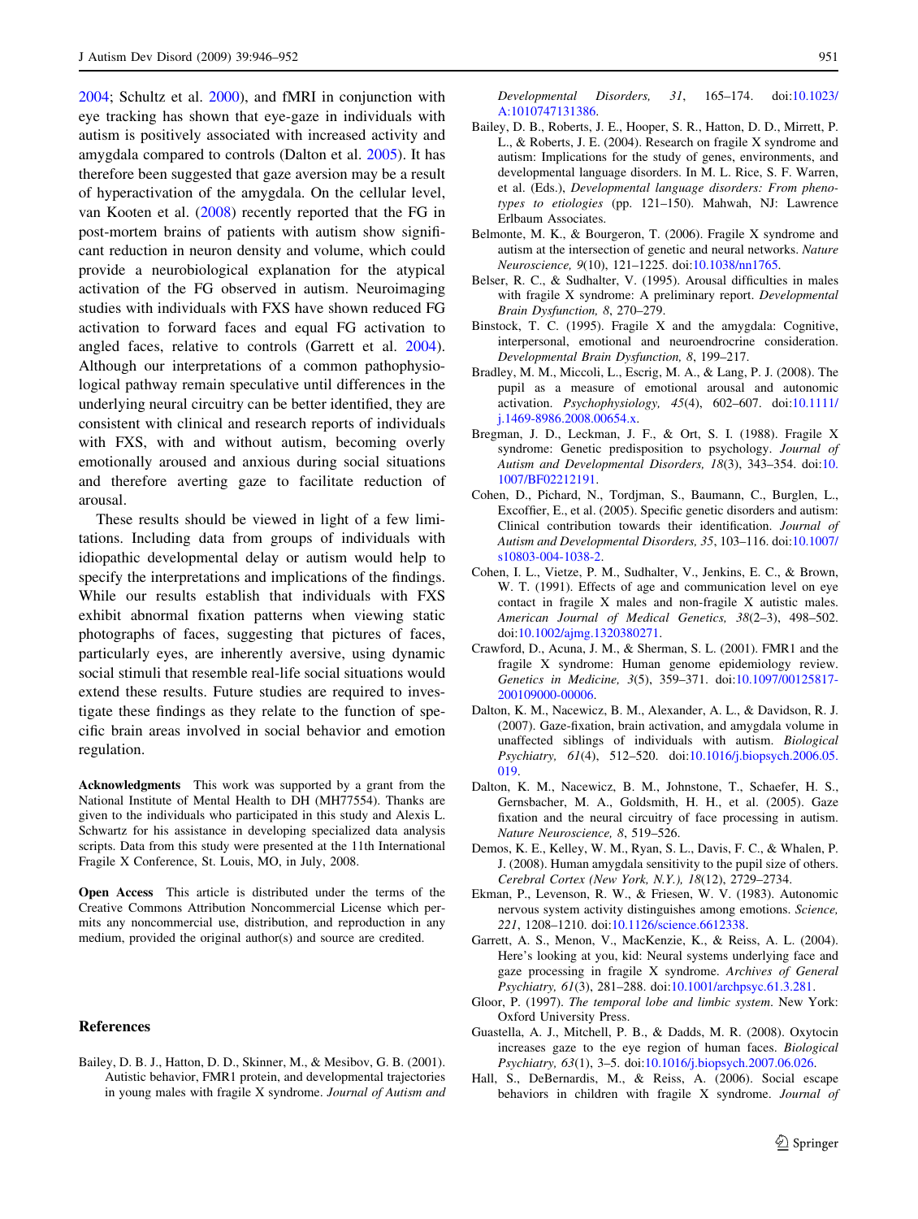2004; Schultz et al. 2000), and fMRI in conjunction with eye tracking has shown that eye-gaze in individuals with autism is positively associated with increased activity and amygdala compared to controls (Dalton et al. 2005). It has therefore been suggested that gaze aversion may be a result of hyperactivation of the amygdala. On the cellular level, van Kooten et al. (2008) recently reported that the FG in post-mortem brains of patients with autism show significant reduction in neuron density and volume, which could provide a neurobiological explanation for the atypical activation of the FG observed in autism. Neuroimaging studies with individuals with FXS have shown reduced FG activation to forward faces and equal FG activation to angled faces, relative to controls (Garrett et al. 2004). Although our interpretations of a common pathophysiological pathway remain speculative until differences in the underlying neural circuitry can be better identified, they are consistent with clinical and research reports of individuals with FXS, with and without autism, becoming overly emotionally aroused and anxious during social situations and therefore averting gaze to facilitate reduction of arousal.

These results should be viewed in light of a few limitations. Including data from groups of individuals with idiopathic developmental delay or autism would help to specify the interpretations and implications of the findings. While our results establish that individuals with FXS exhibit abnormal fixation patterns when viewing static photographs of faces, suggesting that pictures of faces, particularly eyes, are inherently aversive, using dynamic social stimuli that resemble real-life social situations would extend these results. Future studies are required to investigate these findings as they relate to the function of specific brain areas involved in social behavior and emotion regulation.

**Acknowledgments** This work was supported by a grant from the National Institute of Mental Health to DH (MH77554). Thanks are given to the individuals who participated in this study and Alexis L. Schwartz for his assistance in developing specialized data analysis scripts. Data from this study were presented at the 11th International Fragile X Conference, St. Louis, MO, in July, 2008.

**Open Access** This article is distributed under the terms of the Creative Commons Attribution Noncommercial License which permits any noncommercial use, distribution, and reproduction in any medium, provided the original author(s) and source are credited.

## References

Bailey, D. B. J., Hatton, D. D., Skinner, M., & Mesibov, G. B. (2001). Autistic behavior, FMR1 protein, and developmental trajectories in young males with fragile X syndrome. *Journal of Autism and Developmental Disorders, 31*, 165–174. doi:10.1023/A:1010747131386.

Bailey, D. B., Roberts, J. E., Hooper, S. R., Hatton, D. D., Mirrett, P. L., & Roberts, J. E. (2004). Research on fragile X syndrome and autism: Implications for the study of genes, environments, and developmental language disorders. In M. L. Rice, S. F. Warren, et al. (Eds.), *Developmental language disorders: From phenotypes to etiologies* (pp. 121–150). Mahwah, NJ: Lawrence Erlbaum Associates.

Belmonte, M. K., & Bourgeron, T. (2006). Fragile X syndrome and autism at the intersection of genetic and neural networks. *Nature Neuroscience, 9*(10), 121–1225. doi:10.1038/nn1765.

Belser, R. C., & Sudhalter, V. (1995). Arousal difficulties in males with fragile X syndrome: A preliminary report. *Developmental Brain Dysfunction, 8*, 270–279.

Binstock, T. C. (1995). Fragile X and the amygdala: Cognitive, interpersonal, emotional and neuroendrocrine consideration. *Developmental Brain Dysfunction, 8*, 199–217.

Bradley, M. M., Miccoli, L., Escrig, M. A., & Lang, P. J. (2008). The pupil as a measure of emotional arousal and autonomic activation. *Psychophysiology, 45*(4), 602–607. doi:10.1111/j.1469-8986.2008.00654.x.

Bregman, J. D., Leckman, J. F., & Ort, S. I. (1988). Fragile X syndrome: Genetic predisposition to psychology. *Journal of Autism and Developmental Disorders, 18*(3), 343–354. doi:10.1007/BF02212191.

Cohen, D., Pichard, N., Tordjman, S., Baumann, C., Burglen, L., Excoffier, E., et al. (2005). Specific genetic disorders and autism: Clinical contribution towards their identification. *Journal of Autism and Developmental Disorders, 35*, 103–116. doi:10.1007/s10803-004-1038-2.

Cohen, I. L., Vietze, P. M., Sudhalter, V., Jenkins, E. C., & Brown, W. T. (1991). Effects of age and communication level on eye contact in fragile X males and non-fragile X autistic males. *American Journal of Medical Genetics, 38*(2–3), 498–502. doi:10.1002/ajmg.1320380271.

Crawford, D., Acuna, J. M., & Sherman, S. L. (2001). FMR1 and the fragile X syndrome: Human genome epidemiology review. *Genetics in Medicine, 3*(5), 359–371. doi:10.1097/00125817-200109000-00006.

Dalton, K. M., Nacewicz, B. M., Alexander, A. L., & Davidson, R. J. (2007). Gaze-fixation, brain activation, and amygdala volume in unaffected siblings of individuals with autism. *Biological Psychiatry, 61*(4), 512–520. doi:10.1016/j.biopsych.2006.05.019.

Dalton, K. M., Nacewicz, B. M., Johnstone, T., Schaefer, H. S., Gernsbacher, M. A., Goldsmith, H. H., et al. (2005). Gaze fixation and the neural circuitry of face processing in autism. *Nature Neuroscience, 8*, 519–526.

Demos, K. E., Kelley, W. M., Ryan, S. L., Davis, F. C., & Whalen, P. J. (2008). Human amygdala sensitivity to the pupil size of others. *Cerebral Cortex (New York, N.Y.), 18*(12), 2729–2734.

Ekman, P., Levenson, R. W., & Friesen, W. V. (1983). Autonomic nervous system activity distinguishes among emotions. *Science, 221*, 1208–1210. doi:10.1126/science.6612338.

Garrett, A. S., Menon, V., MacKenzie, K., & Reiss, A. L. (2004). Here's looking at you, kid: Neural systems underlying face and gaze processing in fragile X syndrome. *Archives of General Psychiatry, 61*(3), 281–288. doi:10.1001/archpsyc.61.3.281.

Gloor, P. (1997). *The temporal lobe and limbic system*. New York: Oxford University Press.

Guastella, A. J., Mitchell, P. B., & Dadds, M. R. (2008). Oxytocin increases gaze to the eye region of human faces. *Biological Psychiatry, 63*(1), 3–5. doi:10.1016/j.biopsych.2007.06.026.

Hall, S., DeBernardis, M., & Reiss, A. (2006). Social escape behaviors in children with fragile X syndrome. *Journal of*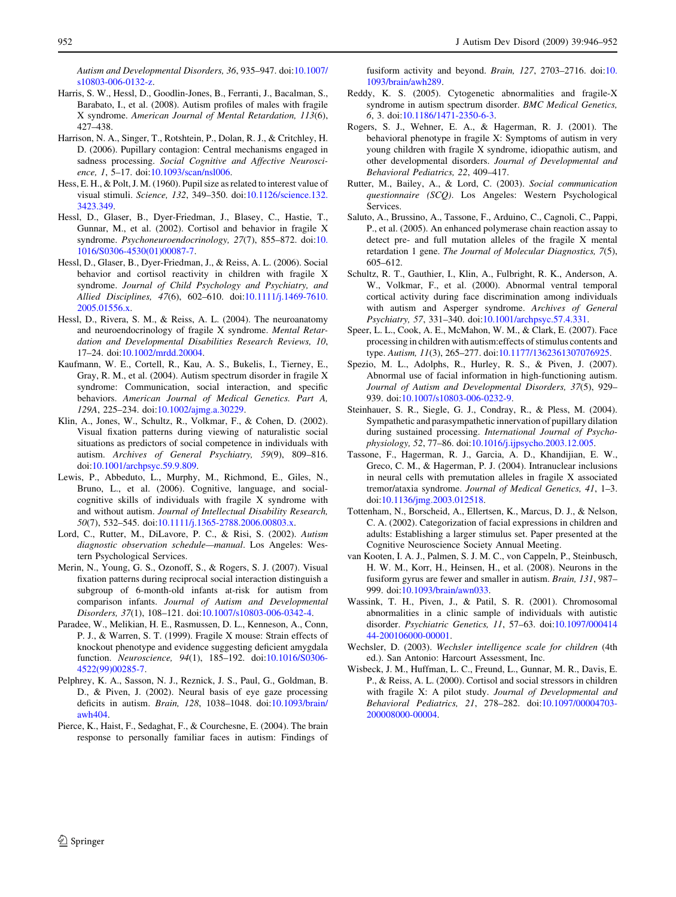Autism and Developmental Disorders, 36, 935–947. doi:10.1007/s10803-006-0132-z.

Harris, S. W., Hessl, D., Goodlin-Jones, B., Ferranti, J., Bacalman, S., Barabato, I., et al. (2008). Autism profiles of males with fragile X syndrome. *American Journal of Mental Retardation, 113*(6), 427–438.

Harrison, N. A., Singer, T., Rotshtein, P., Dolan, R. J., & Critchley, H. D. (2006). Pupillary contagion: Central mechanisms engaged in sadness processing. *Social Cognitive and Affective Neuroscience, 1*, 5–17. doi:10.1093/scan/nsl006.

Hess, E. H., & Polt, J. M. (1960). Pupil size as related to interest value of visual stimuli. *Science, 132*, 349–350. doi:10.1126/science.132.3423.349.

Hessl, D., Glaser, B., Dyer-Friedman, J., Blasey, C., Hastie, T., Gunnar, M., et al. (2002). Cortisol and behavior in fragile X syndrome. *Psychoneuroendocrinology, 27*(7), 855–872. doi:10.1016/S0306-4530(01)00087-7.

Hessl, D., Glaser, B., Dyer-Friedman, J., & Reiss, A. L. (2006). Social behavior and cortisol reactivity in children with fragile X syndrome. *Journal of Child Psychology and Psychiatry, and Allied Disciplines, 47*(6), 602–610. doi:10.1111/j.1469-7610.2005.01556.x.

Hessl, D., Rivera, S. M., & Reiss, A. L. (2004). The neuroanatomy and neuroendocrinology of fragile X syndrome. *Mental Retardation and Developmental Disabilities Research Reviews, 10*, 17–24. doi:10.1002/mrdd.20004.

Kaufmann, W. E., Cortell, R., Kau, A. S., Bukelis, I., Tierney, E., Gray, R. M., et al. (2004). Autism spectrum disorder in fragile X syndrome: Communication, social interaction, and specific behaviors. *American Journal of Medical Genetics. Part A, 129A*, 225–234. doi:10.1002/ajmg.a.30229.

Klin, A., Jones, W., Schultz, R., Volkmar, F., & Cohen, D. (2002). Visual fixation patterns during viewing of naturalistic social situations as predictors of social competence in individuals with autism. *Archives of General Psychiatry, 59*(9), 809–816. doi:10.1001/archpsyc.59.9.809.

Lewis, P., Abbeduto, L., Murphy, M., Richmond, E., Giles, N., Bruno, L., et al. (2006). Cognitive, language, and social-cognitive skills of individuals with fragile X syndrome with and without autism. *Journal of Intellectual Disability Research, 50*(7), 532–545. doi:10.1111/j.1365-2788.2006.00803.x.

Lord, C., Rutter, M., DiLavore, P. C., & Risi, S. (2002). *Autism diagnostic observation schedule—manual*. Los Angeles: Western Psychological Services.

Merin, N., Young, G. S., Ozonoff, S., & Rogers, S. J. (2007). Visual fixation patterns during reciprocal social interaction distinguish a subgroup of 6-month-old infants at-risk for autism from comparison infants. *Journal of Autism and Developmental Disorders, 37*(1), 108–121. doi:10.1007/s10803-006-0342-4.

Paradee, W., Melikian, H. E., Rasmussen, D. L., Kenneson, A., Conn, P. J., & Warren, S. T. (1999). Fragile X mouse: Strain effects of knockout phenotype and evidence suggesting deficient amygdala function. *Neuroscience, 94*(1), 185–192. doi:10.1016/S0306-4522(99)00285-7.

Pelphrey, K. A., Sasson, N. J., Reznick, J. S., Paul, G., Goldman, B. D., & Piven, J. (2002). Neural basis of eye gaze processing deficits in autism. *Brain, 128*, 1038–1048. doi:10.1093/brain/awh404.

Pierce, K., Haist, F., Sedaghat, F., & Courchesne, E. (2004). The brain response to personally familiar faces in autism: Findings of fusiform activity and beyond. *Brain, 127*, 2703–2716. doi:10.1093/brain/awh289.

Reddy, K. S. (2005). Cytogenetic abnormalities and fragile-X syndrome in autism spectrum disorder. *BMC Medical Genetics, 6*, 3. doi:10.1186/1471-2350-6-3.

Rogers, S. J., Wehner, E. A., & Hagerman, R. J. (2001). The behavioral phenotype in fragile X: Symptoms of autism in very young children with fragile X syndrome, idiopathic autism, and other developmental disorders. *Journal of Developmental and Behavioral Pediatrics, 22*, 409–417.

Rutter, M., Bailey, A., & Lord, C. (2003). *Social communication questionnaire (SCQ)*. Los Angeles: Western Psychological Services.

Saluto, A., Brussino, A., Tassone, F., Arduino, C., Cagnoli, C., Pappi, P., et al. (2005). An enhanced polymerase chain reaction assay to detect pre- and full mutation alleles of the fragile X mental retardation 1 gene. *The Journal of Molecular Diagnostics, 7*(5), 605–612.

Schultz, R. T., Gauthier, I., Klin, A., Fulbright, R. K., Anderson, A. W., Volkmar, F., et al. (2000). Abnormal ventral temporal cortical activity during face discrimination among individuals with autism and Asperger syndrome. *Archives of General Psychiatry, 57*, 331–340. doi:10.1001/archpsyc.57.4.331.

Speer, L. L., Cook, A. E., McMahon, W. M., & Clark, E. (2007). Face processing in children with autism:effects of stimulus contents and type. *Autism, 11*(3), 265–277. doi:10.1177/1362361307076925.

Spezio, M. L., Adolphs, R., Hurley, R. S., & Piven, J. (2007). Abnormal use of facial information in high-functioning autism. *Journal of Autism and Developmental Disorders, 37*(5), 929–939. doi:10.1007/s10803-006-0232-9.

Steinhauer, S. R., Siegle, G. J., Condray, R., & Pless, M. (2004). Sympathetic and parasympathetic innervation of pupillary dilation during sustained processing. *International Journal of Psychophysiology, 52*, 77–86. doi:10.1016/j.ijpsycho.2003.12.005.

Tassone, F., Hagerman, R. J., Garcia, A. D., Khandjian, E. W., Greco, C. M., & Hagerman, P. J. (2004). Intranuclear inclusions in neural cells with premutation alleles in fragile X associated tremor/ataxia syndrome. *Journal of Medical Genetics, 41*, 1–3. doi:10.1136/jmg.2003.012518.

Tottenham, N., Borscheid, A., Ellertsen, K., Marcus, D. J., & Nelson, C. A. (2002). Categorization of facial expressions in children and adults: Establishing a larger stimulus set. Paper presented at the Cognitive Neuroscience Society Annual Meeting.

van Kooten, I. A. J., Palmen, S. J. M. C., von Cappeln, P., Steinbusch, H. W. M., Korr, H., Heinsen, H., et al. (2008). Neurons in the fusiform gyrus are fewer and smaller in autism. *Brain, 131*, 987–999. doi:10.1093/brain/awn033.

Wassink, T. H., Piven, J., & Patil, S. R. (2001). Chromosomal abnormalities in a clinic sample of individuals with autistic disorder. *Psychiatric Genetics, 11*, 57–63. doi:10.1097/00041444-200106000-00001.

Wechsler, D. (2003). *Wechsler intelligence scale for children* (4th ed.). San Antonio: Harcourt Assessment, Inc.

Wisbeck, J. M., Huffman, L. C., Freund, L., Gunnar, M. R., Davis, E. P., & Reiss, A. L. (2000). Cortisol and social stressors in children with fragile X: A pilot study. *Journal of Developmental and Behavioral Pediatrics, 21*, 278–282. doi:10.1097/00004703-200008000-00004.